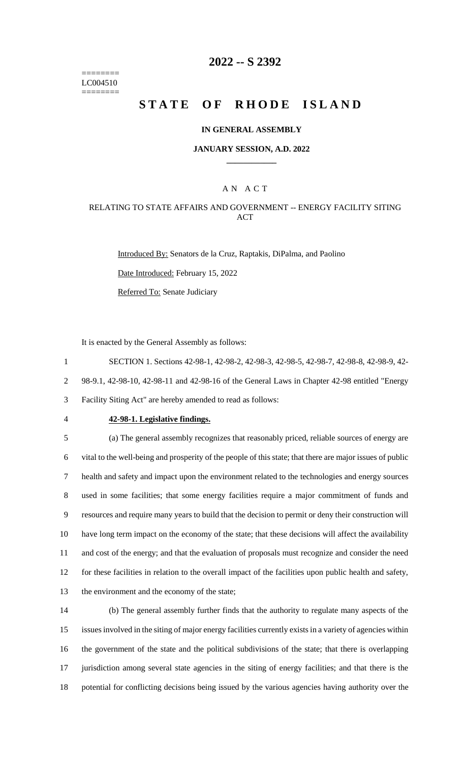========
LC004510
========

# 2022 -- S 2392

# STATE OF RHODE ISLAND

### IN GENERAL ASSEMBLY

### JANUARY SESSION, A.D. 2022

## A N A C T

### RELATING TO STATE AFFAIRS AND GOVERNMENT -- ENERGY FACILITY SITING ACT

Introduced By: Senators de la Cruz, Raptakis, DiPalma, and Paolino

Date Introduced: February 15, 2022

Referred To: Senate Judiciary

It is enacted by the General Assembly as follows:

SECTION 1. Sections 42-98-1, 42-98-2, 42-98-3, 42-98-5, 42-98-7, 42-98-8, 42-98-9, 42-98-9.1, 42-98-10, 42-98-11 and 42-98-16 of the General Laws in Chapter 42-98 entitled "Energy Facility Siting Act" are hereby amended to read as follows:

**42-98-1. Legislative findings.**

(a) The general assembly recognizes that reasonably priced, reliable sources of energy are vital to the well-being and prosperity of the people of this state; that there are major issues of public health and safety and impact upon the environment related to the technologies and energy sources used in some facilities; that some energy facilities require a major commitment of funds and resources and require many years to build that the decision to permit or deny their construction will have long term impact on the economy of the state; that these decisions will affect the availability and cost of the energy; and that the evaluation of proposals must recognize and consider the need for these facilities in relation to the overall impact of the facilities upon public health and safety, the environment and the economy of the state;

(b) The general assembly further finds that the authority to regulate many aspects of the issues involved in the siting of major energy facilities currently exists in a variety of agencies within the government of the state and the political subdivisions of the state; that there is overlapping jurisdiction among several state agencies in the siting of energy facilities; and that there is the potential for conflicting decisions being issued by the various agencies having authority over the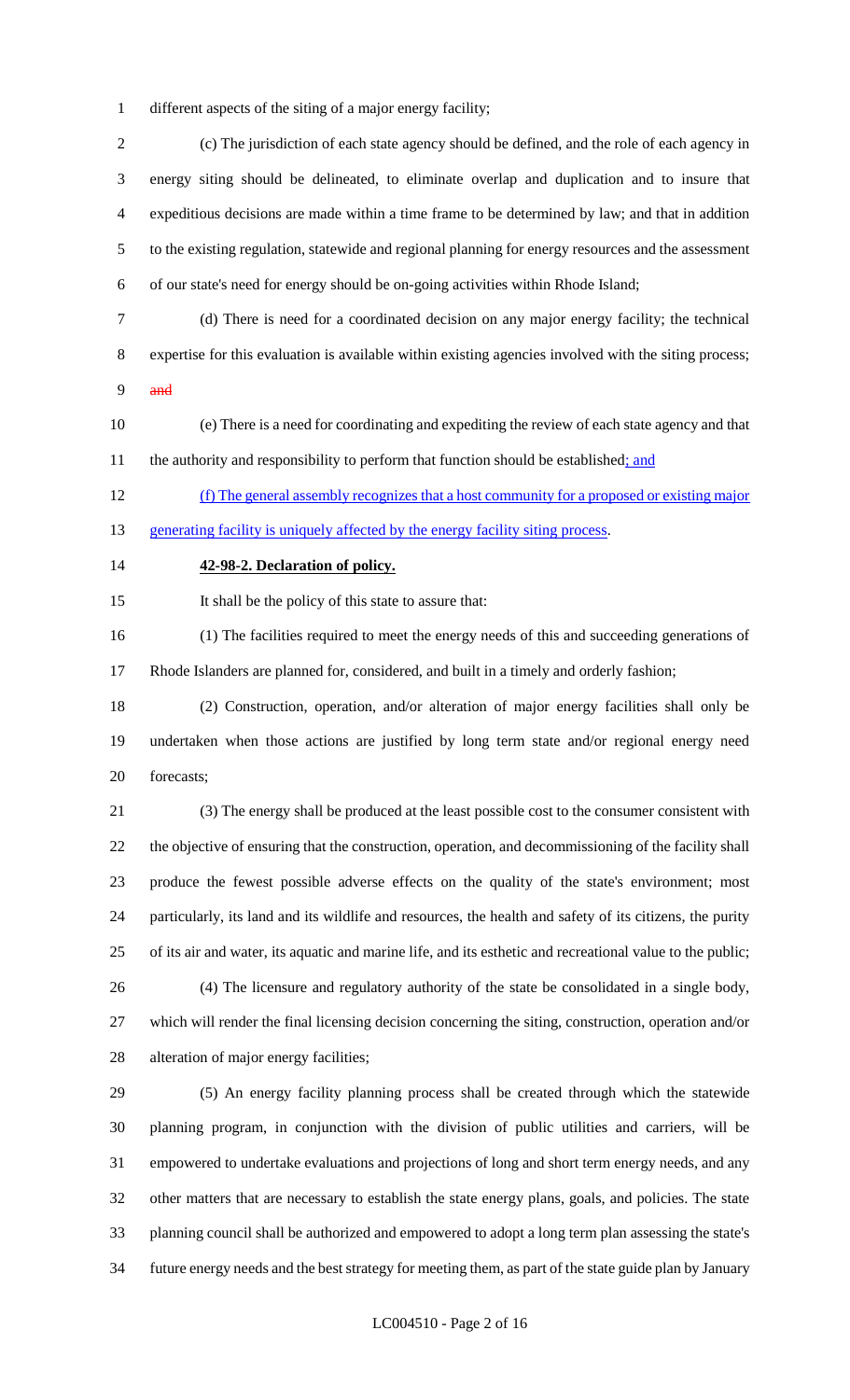different aspects of the siting of a major energy facility;

(c) The jurisdiction of each state agency should be defined, and the role of each agency in energy siting should be delineated, to eliminate overlap and duplication and to insure that expeditious decisions are made within a time frame to be determined by law; and that in addition to the existing regulation, statewide and regional planning for energy resources and the assessment of our state's need for energy should be on-going activities within Rhode Island;

(d) There is need for a coordinated decision on any major energy facility; the technical expertise for this evaluation is available within existing agencies involved with the siting process; ~~and~~

(e) There is a need for coordinating and expediting the review of each state agency and that the authority and responsibility to perform that function should be established; and

(f) The general assembly recognizes that a host community for a proposed or existing major generating facility is uniquely affected by the energy facility siting process.

**42-98-2. Declaration of policy.**

It shall be the policy of this state to assure that:

(1) The facilities required to meet the energy needs of this and succeeding generations of Rhode Islanders are planned for, considered, and built in a timely and orderly fashion;

(2) Construction, operation, and/or alteration of major energy facilities shall only be undertaken when those actions are justified by long term state and/or regional energy need forecasts;

(3) The energy shall be produced at the least possible cost to the consumer consistent with the objective of ensuring that the construction, operation, and decommissioning of the facility shall produce the fewest possible adverse effects on the quality of the state's environment; most particularly, its land and its wildlife and resources, the health and safety of its citizens, the purity of its air and water, its aquatic and marine life, and its esthetic and recreational value to the public;

(4) The licensure and regulatory authority of the state be consolidated in a single body, which will render the final licensing decision concerning the siting, construction, operation and/or alteration of major energy facilities;

(5) An energy facility planning process shall be created through which the statewide planning program, in conjunction with the division of public utilities and carriers, will be empowered to undertake evaluations and projections of long and short term energy needs, and any other matters that are necessary to establish the state energy plans, goals, and policies. The state planning council shall be authorized and empowered to adopt a long term plan assessing the state's future energy needs and the best strategy for meeting them, as part of the state guide plan by January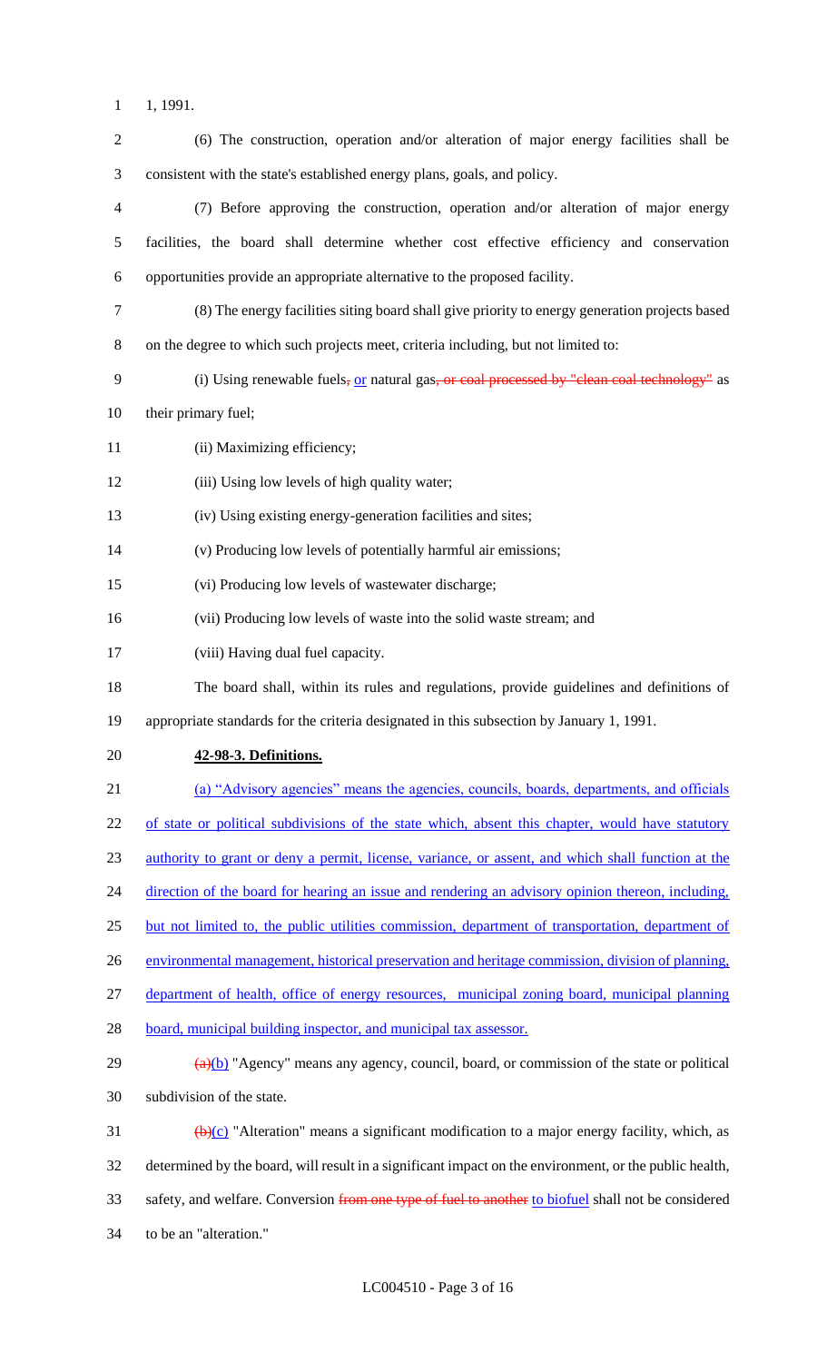1, 1991.

(6) The construction, operation and/or alteration of major energy facilities shall be consistent with the state's established energy plans, goals, and policy.

(7) Before approving the construction, operation and/or alteration of major energy facilities, the board shall determine whether cost effective efficiency and conservation opportunities provide an appropriate alternative to the proposed facility.

(8) The energy facilities siting board shall give priority to energy generation projects based on the degree to which such projects meet, criteria including, but not limited to:

(i) Using renewable fuels, or natural gas, or coal processed by "clean coal technology" as their primary fuel;

(ii) Maximizing efficiency;

(iii) Using low levels of high quality water;

(iv) Using existing energy-generation facilities and sites;

(v) Producing low levels of potentially harmful air emissions;

(vi) Producing low levels of wastewater discharge;

(vii) Producing low levels of waste into the solid waste stream; and

(viii) Having dual fuel capacity.

The board shall, within its rules and regulations, provide guidelines and definitions of appropriate standards for the criteria designated in this subsection by January 1, 1991.

**42-98-3. Definitions.**

(a) "Advisory agencies" means the agencies, councils, boards, departments, and officials of state or political subdivisions of the state which, absent this chapter, would have statutory authority to grant or deny a permit, license, variance, or assent, and which shall function at the direction of the board for hearing an issue and rendering an advisory opinion thereon, including, but not limited to, the public utilities commission, department of transportation, department of environmental management, historical preservation and heritage commission, division of planning, department of health, office of energy resources, municipal zoning board, municipal planning board, municipal building inspector, and municipal tax assessor.

(a)(b) "Agency" means any agency, council, board, or commission of the state or political subdivision of the state.

(b)(c) "Alteration" means a significant modification to a major energy facility, which, as determined by the board, will result in a significant impact on the environment, or the public health, safety, and welfare. Conversion from one type of fuel to another to biofuel shall not be considered to be an "alteration."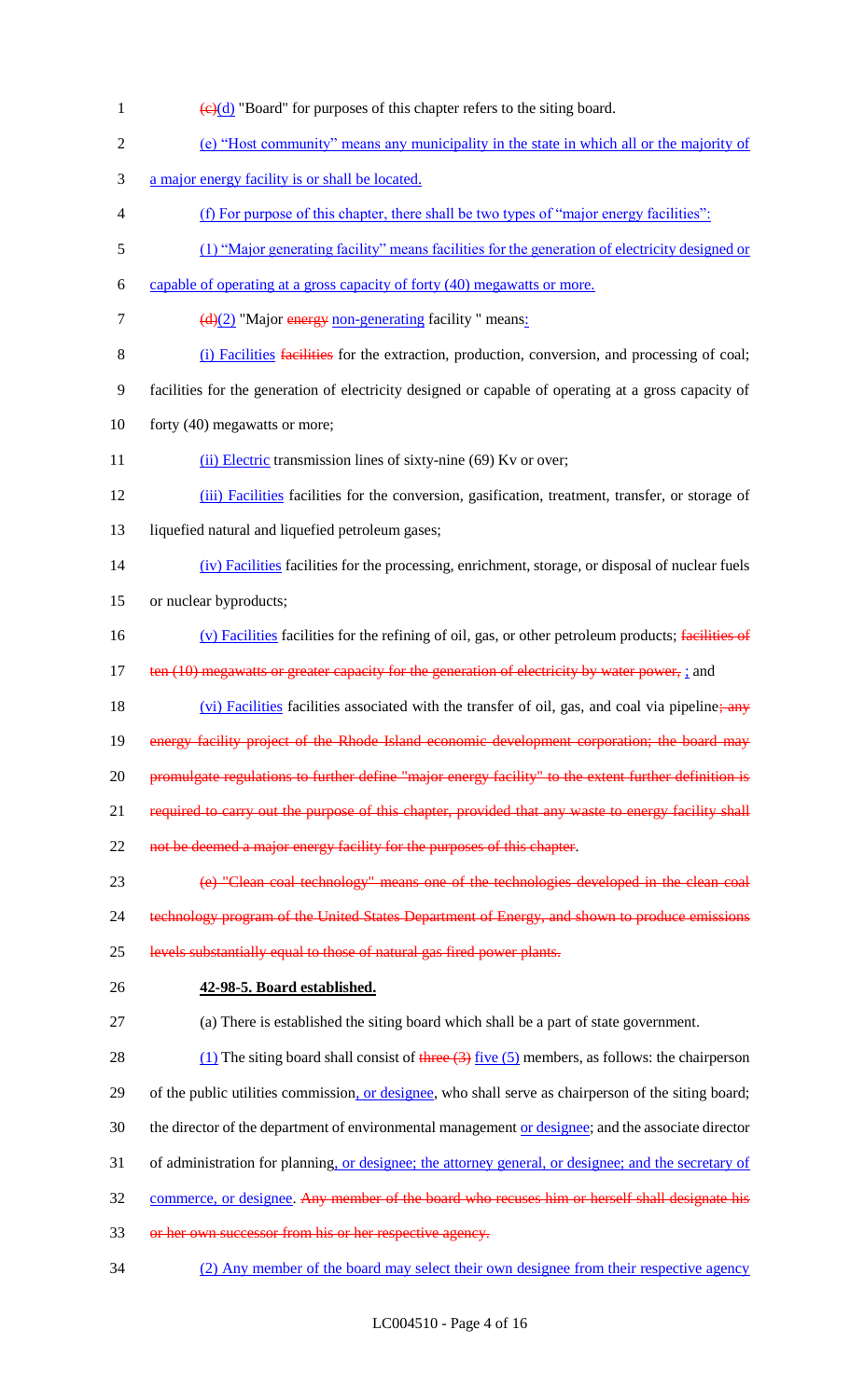1 (c)(d) "Board" for purposes of this chapter refers to the siting board.

2 (e) "Host community" means any municipality in the state in which all or the majority of

3 a major energy facility is or shall be located.

4 (f) For purpose of this chapter, there shall be two types of "major energy facilities":

5 (1) "Major generating facility" means facilities for the generation of electricity designed or

6 capable of operating at a gross capacity of forty (40) megawatts or more.

7 (d)(2) "Major energy non-generating facility " means:

8 (i) Facilities facilities for the extraction, production, conversion, and processing of coal;

9 facilities for the generation of electricity designed or capable of operating at a gross capacity of

10 forty (40) megawatts or more;

11 (ii) Electric transmission lines of sixty-nine (69) Kv or over;

12 (iii) Facilities facilities for the conversion, gasification, treatment, transfer, or storage of

13 liquefied natural and liquefied petroleum gases;

14 (iv) Facilities facilities for the processing, enrichment, storage, or disposal of nuclear fuels

15 or nuclear byproducts;

16 (v) Facilities facilities for the refining of oil, gas, or other petroleum products; facilities of

17 ten (10) megawatts or greater capacity for the generation of electricity by water power, ; and

18 (vi) Facilities facilities associated with the transfer of oil, gas, and coal via pipeline; any

19 energy facility project of the Rhode Island economic development corporation; the board may

20 promulgate regulations to further define "major energy facility" to the extent further definition is

21 required to carry out the purpose of this chapter, provided that any waste to energy facility shall

22 not be deemed a major energy facility for the purposes of this chapter.

23 (e) "Clean coal technology" means one of the technologies developed in the clean coal

24 technology program of the United States Department of Energy, and shown to produce emissions

25 levels substantially equal to those of natural gas fired power plants.

26 **42-98-5. Board established.**

27 (a) There is established the siting board which shall be a part of state government.

28 (1) The siting board shall consist of three (3) five (5) members, as follows: the chairperson

29 of the public utilities commission, or designee, who shall serve as chairperson of the siting board;

30 the director of the department of environmental management or designee; and the associate director

31 of administration for planning, or designee; the attorney general, or designee; and the secretary of

32 commerce, or designee. Any member of the board who recuses him or herself shall designate his

33 or her own successor from his or her respective agency.

34 (2) Any member of the board may select their own designee from their respective agency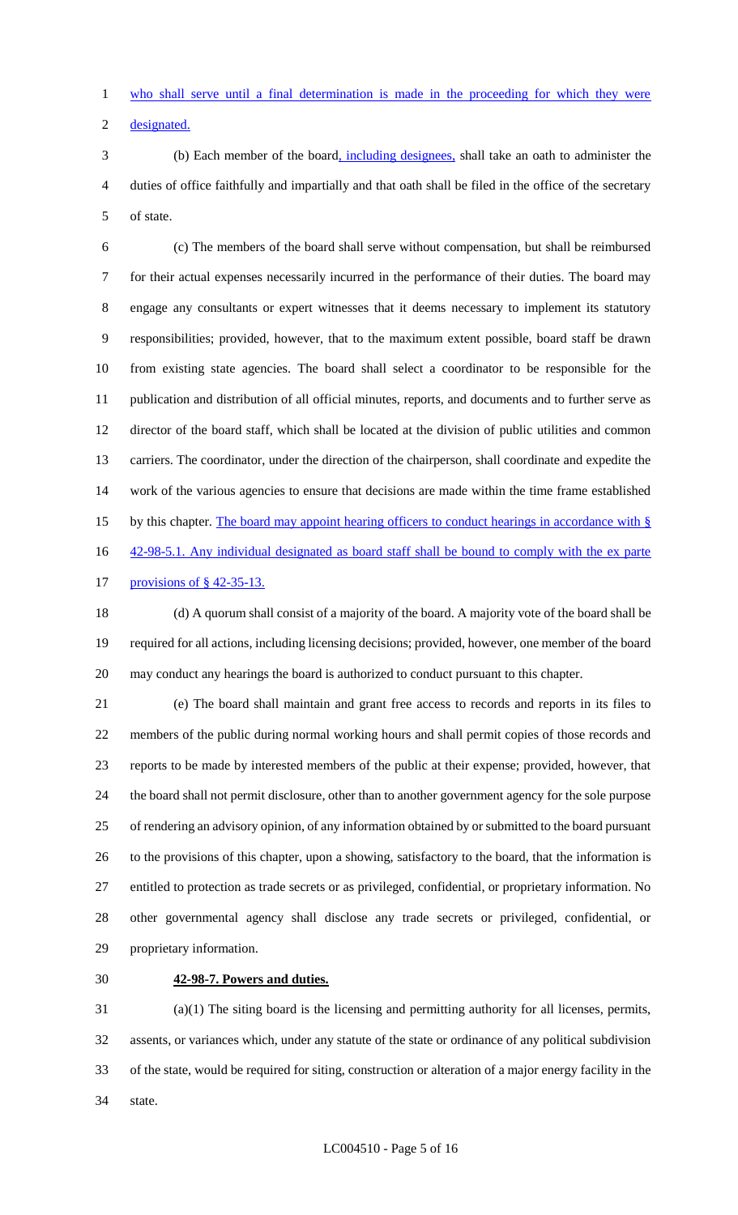who shall serve until a final determination is made in the proceeding for which they were designated.

(b) Each member of the board, including designees, shall take an oath to administer the duties of office faithfully and impartially and that oath shall be filed in the office of the secretary of state.

(c) The members of the board shall serve without compensation, but shall be reimbursed for their actual expenses necessarily incurred in the performance of their duties. The board may engage any consultants or expert witnesses that it deems necessary to implement its statutory responsibilities; provided, however, that to the maximum extent possible, board staff be drawn from existing state agencies. The board shall select a coordinator to be responsible for the publication and distribution of all official minutes, reports, and documents and to further serve as director of the board staff, which shall be located at the division of public utilities and common carriers. The coordinator, under the direction of the chairperson, shall coordinate and expedite the work of the various agencies to ensure that decisions are made within the time frame established by this chapter. The board may appoint hearing officers to conduct hearings in accordance with § 42-98-5.1. Any individual designated as board staff shall be bound to comply with the ex parte provisions of § 42-35-13.

(d) A quorum shall consist of a majority of the board. A majority vote of the board shall be required for all actions, including licensing decisions; provided, however, one member of the board may conduct any hearings the board is authorized to conduct pursuant to this chapter.

(e) The board shall maintain and grant free access to records and reports in its files to members of the public during normal working hours and shall permit copies of those records and reports to be made by interested members of the public at their expense; provided, however, that the board shall not permit disclosure, other than to another government agency for the sole purpose of rendering an advisory opinion, of any information obtained by or submitted to the board pursuant to the provisions of this chapter, upon a showing, satisfactory to the board, that the information is entitled to protection as trade secrets or as privileged, confidential, or proprietary information. No other governmental agency shall disclose any trade secrets or privileged, confidential, or proprietary information.

**42-98-7. Powers and duties.**

(a)(1) The siting board is the licensing and permitting authority for all licenses, permits, assents, or variances which, under any statute of the state or ordinance of any political subdivision of the state, would be required for siting, construction or alteration of a major energy facility in the state.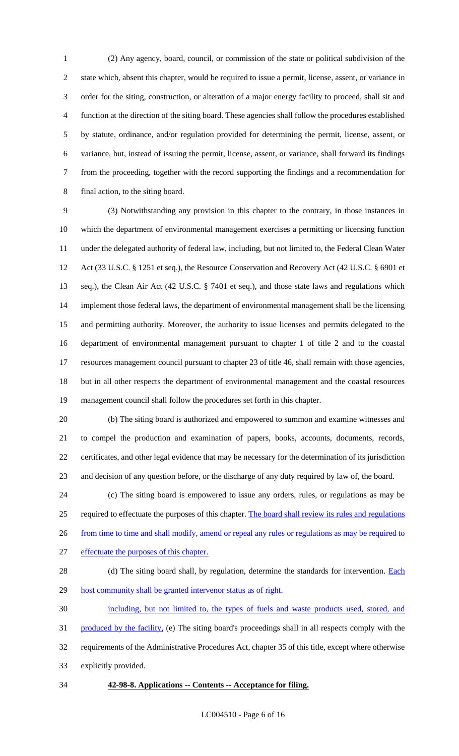(2) Any agency, board, council, or commission of the state or political subdivision of the state which, absent this chapter, would be required to issue a permit, license, assent, or variance in order for the siting, construction, or alteration of a major energy facility to proceed, shall sit and function at the direction of the siting board. These agencies shall follow the procedures established by statute, ordinance, and/or regulation provided for determining the permit, license, assent, or variance, but, instead of issuing the permit, license, assent, or variance, shall forward its findings from the proceeding, together with the record supporting the findings and a recommendation for final action, to the siting board.

(3) Notwithstanding any provision in this chapter to the contrary, in those instances in which the department of environmental management exercises a permitting or licensing function under the delegated authority of federal law, including, but not limited to, the Federal Clean Water Act (33 U.S.C. § 1251 et seq.), the Resource Conservation and Recovery Act (42 U.S.C. § 6901 et seq.), the Clean Air Act (42 U.S.C. § 7401 et seq.), and those state laws and regulations which implement those federal laws, the department of environmental management shall be the licensing and permitting authority. Moreover, the authority to issue licenses and permits delegated to the department of environmental management pursuant to chapter 1 of title 2 and to the coastal resources management council pursuant to chapter 23 of title 46, shall remain with those agencies, but in all other respects the department of environmental management and the coastal resources management council shall follow the procedures set forth in this chapter.

(b) The siting board is authorized and empowered to summon and examine witnesses and to compel the production and examination of papers, books, accounts, documents, records, certificates, and other legal evidence that may be necessary for the determination of its jurisdiction and decision of any question before, or the discharge of any duty required by law of, the board.

(c) The siting board is empowered to issue any orders, rules, or regulations as may be required to effectuate the purposes of this chapter. The board shall review its rules and regulations from time to time and shall modify, amend or repeal any rules or regulations as may be required to effectuate the purposes of this chapter.

(d) The siting board shall, by regulation, determine the standards for intervention. Each host community shall be granted intervenor status as of right.

including, but not limited to, the types of fuels and waste products used, stored, and produced by the facility, (e) The siting board's proceedings shall in all respects comply with the requirements of the Administrative Procedures Act, chapter 35 of this title, except where otherwise explicitly provided.

**42-98-8. Applications -- Contents -- Acceptance for filing.**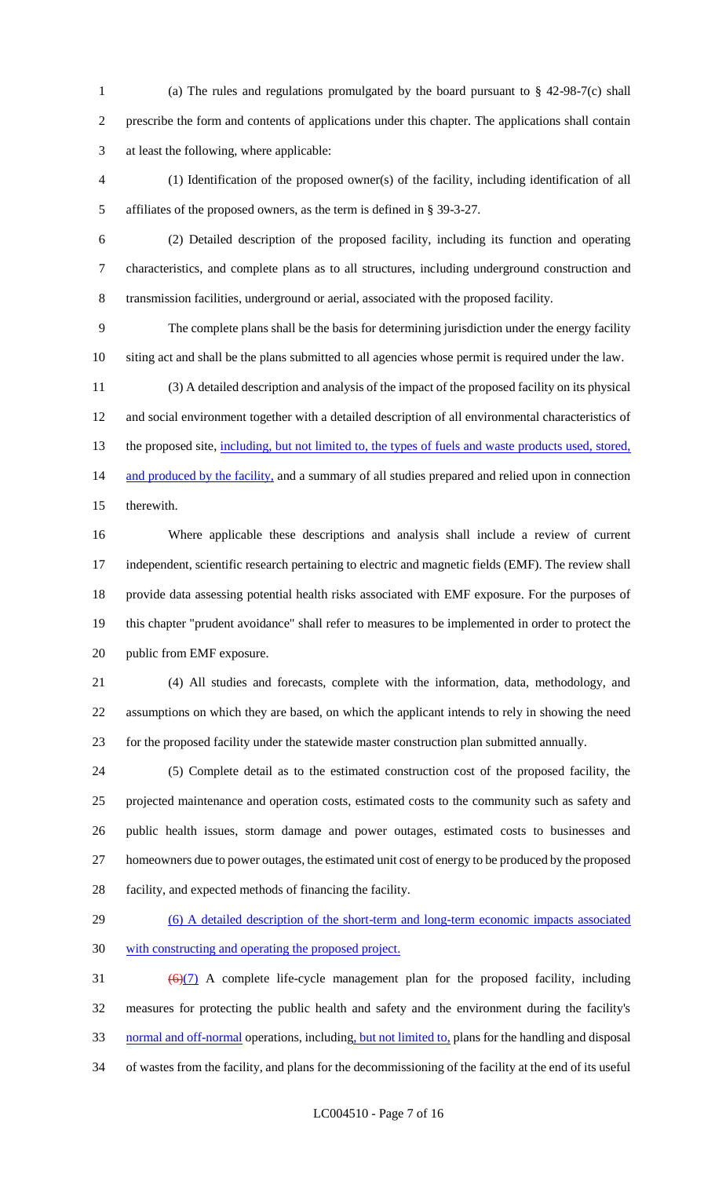(a) The rules and regulations promulgated by the board pursuant to § 42-98-7(c) shall prescribe the form and contents of applications under this chapter. The applications shall contain at least the following, where applicable:

(1) Identification of the proposed owner(s) of the facility, including identification of all affiliates of the proposed owners, as the term is defined in § 39-3-27.

(2) Detailed description of the proposed facility, including its function and operating characteristics, and complete plans as to all structures, including underground construction and transmission facilities, underground or aerial, associated with the proposed facility.

The complete plans shall be the basis for determining jurisdiction under the energy facility siting act and shall be the plans submitted to all agencies whose permit is required under the law.

(3) A detailed description and analysis of the impact of the proposed facility on its physical and social environment together with a detailed description of all environmental characteristics of the proposed site, including, but not limited to, the types of fuels and waste products used, stored, and produced by the facility, and a summary of all studies prepared and relied upon in connection therewith.

Where applicable these descriptions and analysis shall include a review of current independent, scientific research pertaining to electric and magnetic fields (EMF). The review shall provide data assessing potential health risks associated with EMF exposure. For the purposes of this chapter "prudent avoidance" shall refer to measures to be implemented in order to protect the public from EMF exposure.

(4) All studies and forecasts, complete with the information, data, methodology, and assumptions on which they are based, on which the applicant intends to rely in showing the need for the proposed facility under the statewide master construction plan submitted annually.

(5) Complete detail as to the estimated construction cost of the proposed facility, the projected maintenance and operation costs, estimated costs to the community such as safety and public health issues, storm damage and power outages, estimated costs to businesses and homeowners due to power outages, the estimated unit cost of energy to be produced by the proposed facility, and expected methods of financing the facility.

(6) A detailed description of the short-term and long-term economic impacts associated with constructing and operating the proposed project.

~~(6)~~(7) A complete life-cycle management plan for the proposed facility, including measures for protecting the public health and safety and the environment during the facility's normal and off-normal operations, including, but not limited to, plans for the handling and disposal of wastes from the facility, and plans for the decommissioning of the facility at the end of its useful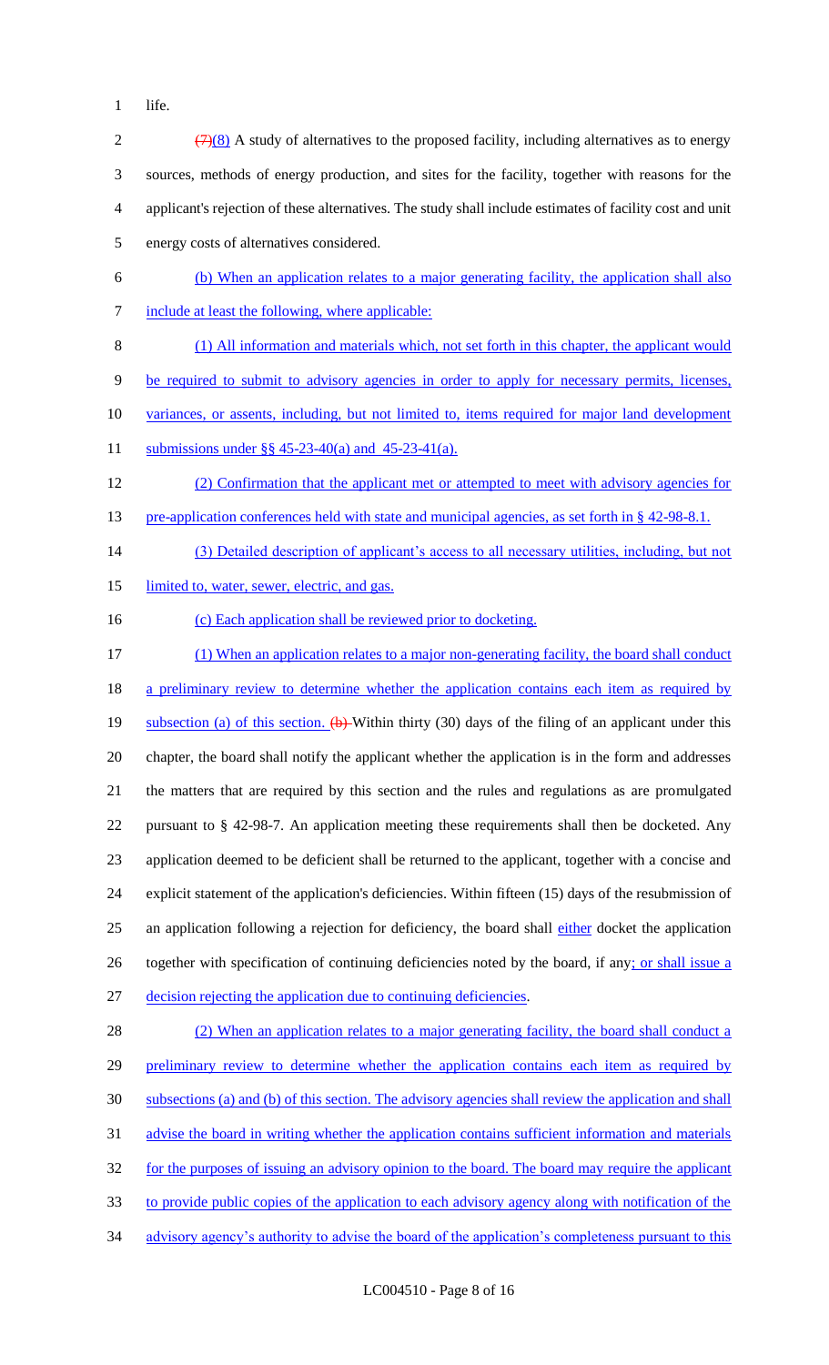life.

~~(7)~~(8) A study of alternatives to the proposed facility, including alternatives as to energy sources, methods of energy production, and sites for the facility, together with reasons for the applicant's rejection of these alternatives. The study shall include estimates of facility cost and unit energy costs of alternatives considered.

(b) When an application relates to a major generating facility, the application shall also include at least the following, where applicable:

(1) All information and materials which, not set forth in this chapter, the applicant would be required to submit to advisory agencies in order to apply for necessary permits, licenses, variances, or assents, including, but not limited to, items required for major land development submissions under §§ 45-23-40(a) and 45-23-41(a).

(2) Confirmation that the applicant met or attempted to meet with advisory agencies for pre-application conferences held with state and municipal agencies, as set forth in § 42-98-8.1.

(3) Detailed description of applicant's access to all necessary utilities, including, but not limited to, water, sewer, electric, and gas.

(c) Each application shall be reviewed prior to docketing.

(1) When an application relates to a major non-generating facility, the board shall conduct a preliminary review to determine whether the application contains each item as required by subsection (a) of this section. ~~(b)~~ Within thirty (30) days of the filing of an applicant under this chapter, the board shall notify the applicant whether the application is in the form and addresses the matters that are required by this section and the rules and regulations as are promulgated pursuant to § 42-98-7. An application meeting these requirements shall then be docketed. Any application deemed to be deficient shall be returned to the applicant, together with a concise and explicit statement of the application's deficiencies. Within fifteen (15) days of the resubmission of an application following a rejection for deficiency, the board shall either docket the application together with specification of continuing deficiencies noted by the board, if any; or shall issue a decision rejecting the application due to continuing deficiencies.

(2) When an application relates to a major generating facility, the board shall conduct a preliminary review to determine whether the application contains each item as required by subsections (a) and (b) of this section. The advisory agencies shall review the application and shall advise the board in writing whether the application contains sufficient information and materials for the purposes of issuing an advisory opinion to the board. The board may require the applicant to provide public copies of the application to each advisory agency along with notification of the advisory agency's authority to advise the board of the application's completeness pursuant to this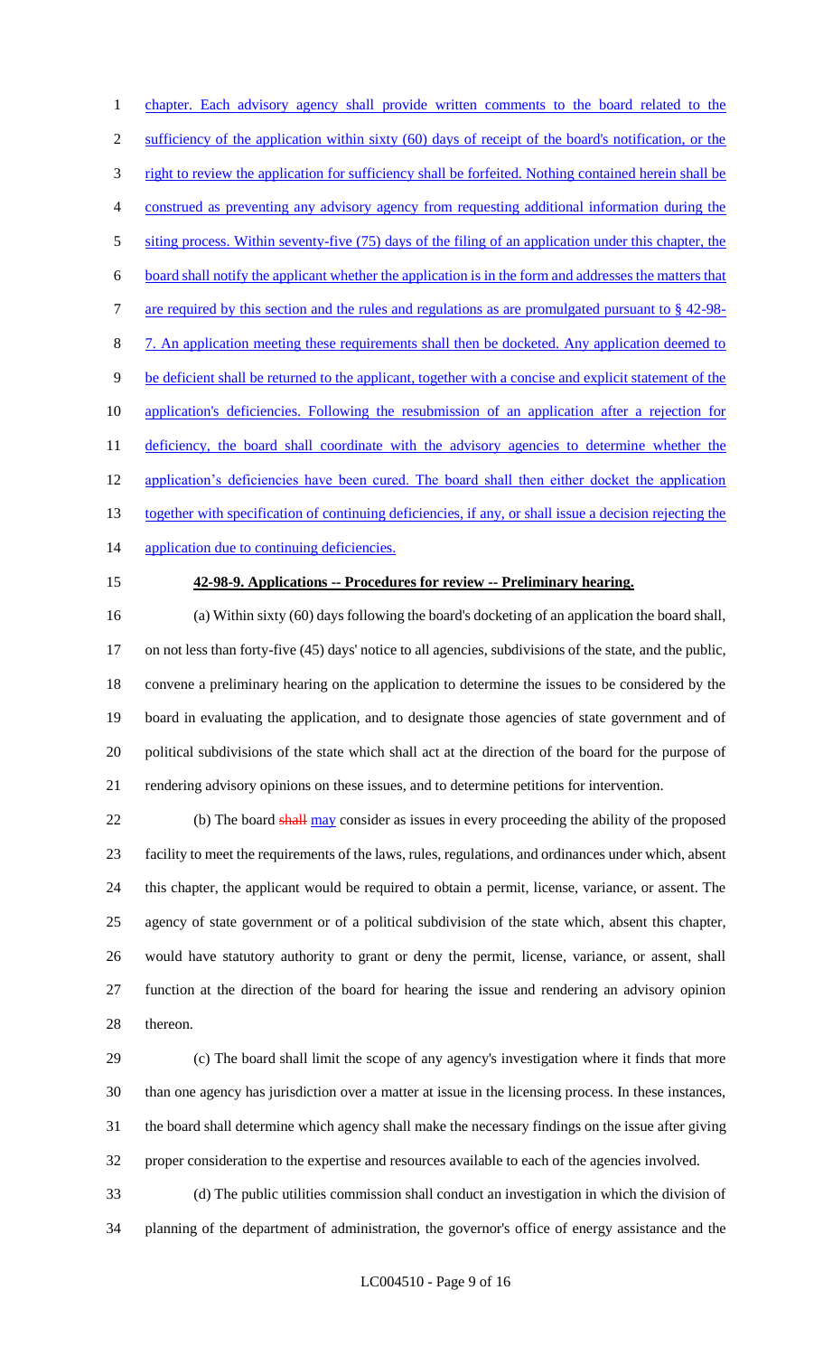chapter. Each advisory agency shall provide written comments to the board related to the sufficiency of the application within sixty (60) days of receipt of the board's notification, or the right to review the application for sufficiency shall be forfeited. Nothing contained herein shall be construed as preventing any advisory agency from requesting additional information during the siting process. Within seventy-five (75) days of the filing of an application under this chapter, the board shall notify the applicant whether the application is in the form and addresses the matters that are required by this section and the rules and regulations as are promulgated pursuant to § 42-98-7. An application meeting these requirements shall then be docketed. Any application deemed to be deficient shall be returned to the applicant, together with a concise and explicit statement of the application's deficiencies. Following the resubmission of an application after a rejection for deficiency, the board shall coordinate with the advisory agencies to determine whether the application's deficiencies have been cured. The board shall then either docket the application together with specification of continuing deficiencies, if any, or shall issue a decision rejecting the application due to continuing deficiencies.

**42-98-9. Applications -- Procedures for review -- Preliminary hearing.**

(a) Within sixty (60) days following the board's docketing of an application the board shall, on not less than forty-five (45) days' notice to all agencies, subdivisions of the state, and the public, convene a preliminary hearing on the application to determine the issues to be considered by the board in evaluating the application, and to designate those agencies of state government and of political subdivisions of the state which shall act at the direction of the board for the purpose of rendering advisory opinions on these issues, and to determine petitions for intervention.

(b) The board ~~shall~~ may consider as issues in every proceeding the ability of the proposed facility to meet the requirements of the laws, rules, regulations, and ordinances under which, absent this chapter, the applicant would be required to obtain a permit, license, variance, or assent. The agency of state government or of a political subdivision of the state which, absent this chapter, would have statutory authority to grant or deny the permit, license, variance, or assent, shall function at the direction of the board for hearing the issue and rendering an advisory opinion thereon.

(c) The board shall limit the scope of any agency's investigation where it finds that more than one agency has jurisdiction over a matter at issue in the licensing process. In these instances, the board shall determine which agency shall make the necessary findings on the issue after giving proper consideration to the expertise and resources available to each of the agencies involved.

(d) The public utilities commission shall conduct an investigation in which the division of planning of the department of administration, the governor's office of energy assistance and the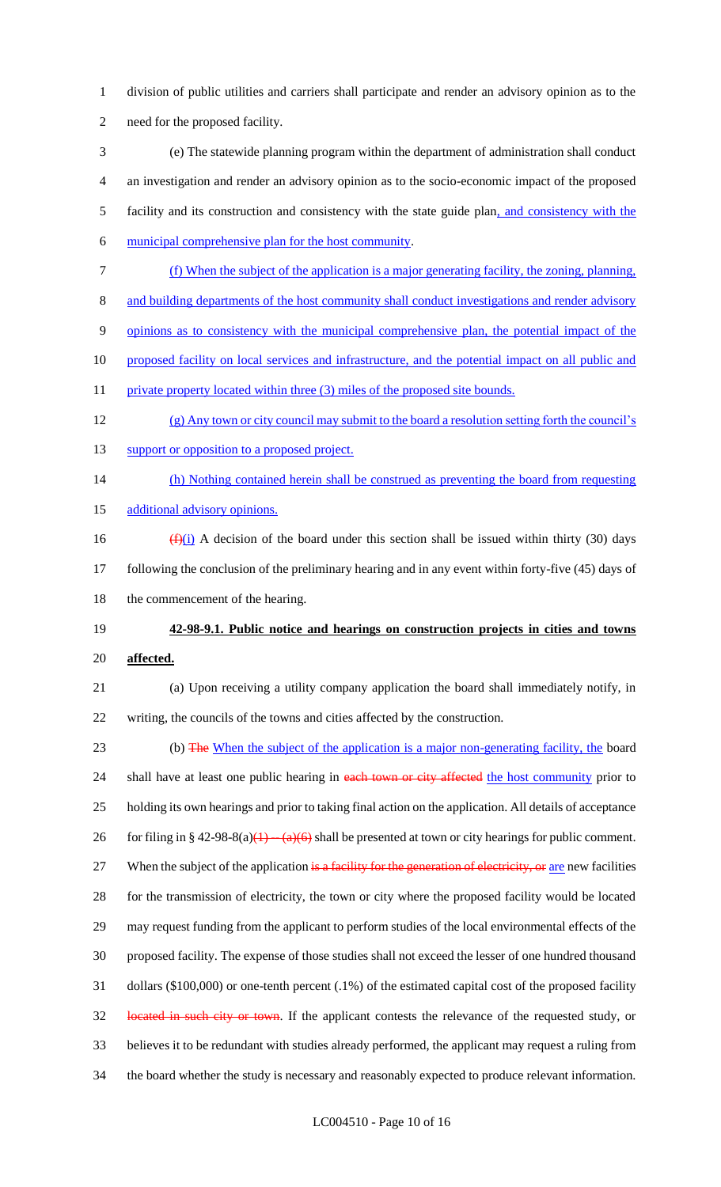division of public utilities and carriers shall participate and render an advisory opinion as to the need for the proposed facility.

(e) The statewide planning program within the department of administration shall conduct an investigation and render an advisory opinion as to the socio-economic impact of the proposed facility and its construction and consistency with the state guide plan, and consistency with the municipal comprehensive plan for the host community.

(f) When the subject of the application is a major generating facility, the zoning, planning, and building departments of the host community shall conduct investigations and render advisory opinions as to consistency with the municipal comprehensive plan, the potential impact of the proposed facility on local services and infrastructure, and the potential impact on all public and private property located within three (3) miles of the proposed site bounds.

(g) Any town or city council may submit to the board a resolution setting forth the council's support or opposition to a proposed project.

(h) Nothing contained herein shall be construed as preventing the board from requesting additional advisory opinions.

~~(f)~~(i) A decision of the board under this section shall be issued within thirty (30) days following the conclusion of the preliminary hearing and in any event within forty-five (45) days of the commencement of the hearing.

**42-98-9.1. Public notice and hearings on construction projects in cities and towns affected.**

(a) Upon receiving a utility company application the board shall immediately notify, in writing, the councils of the towns and cities affected by the construction.

(b) ~~The~~ When the subject of the application is a major non-generating facility, the board shall have at least one public hearing in ~~each town or city affected~~ the host community prior to holding its own hearings and prior to taking final action on the application. All details of acceptance for filing in § 42-98-8(a)~~(1) — (a)(6)~~ shall be presented at town or city hearings for public comment. When the subject of the application ~~is a facility for the generation of electricity, or~~ are new facilities for the transmission of electricity, the town or city where the proposed facility would be located may request funding from the applicant to perform studies of the local environmental effects of the proposed facility. The expense of those studies shall not exceed the lesser of one hundred thousand dollars ($100,000) or one-tenth percent (.1%) of the estimated capital cost of the proposed facility ~~located in such city or town~~. If the applicant contests the relevance of the requested study, or believes it to be redundant with studies already performed, the applicant may request a ruling from the board whether the study is necessary and reasonably expected to produce relevant information.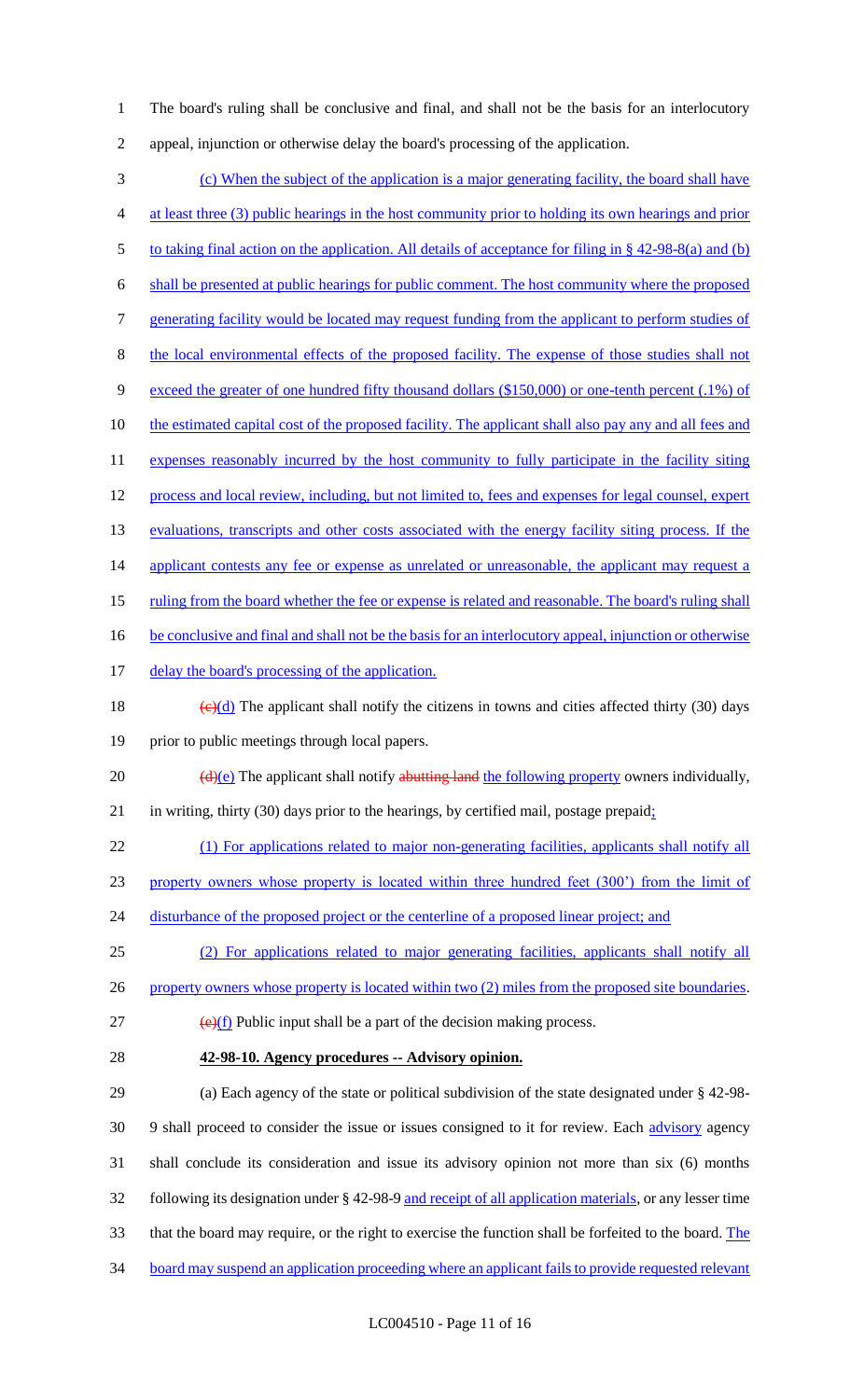The board's ruling shall be conclusive and final, and shall not be the basis for an interlocutory appeal, injunction or otherwise delay the board's processing of the application.

(c) When the subject of the application is a major generating facility, the board shall have at least three (3) public hearings in the host community prior to holding its own hearings and prior to taking final action on the application. All details of acceptance for filing in § 42-98-8(a) and (b) shall be presented at public hearings for public comment. The host community where the proposed generating facility would be located may request funding from the applicant to perform studies of the local environmental effects of the proposed facility. The expense of those studies shall not exceed the greater of one hundred fifty thousand dollars ($150,000) or one-tenth percent (.1%) of the estimated capital cost of the proposed facility. The applicant shall also pay any and all fees and expenses reasonably incurred by the host community to fully participate in the facility siting process and local review, including, but not limited to, fees and expenses for legal counsel, expert evaluations, transcripts and other costs associated with the energy facility siting process. If the applicant contests any fee or expense as unrelated or unreasonable, the applicant may request a ruling from the board whether the fee or expense is related and reasonable. The board's ruling shall be conclusive and final and shall not be the basis for an interlocutory appeal, injunction or otherwise delay the board's processing of the application.

~~(c)~~(d) The applicant shall notify the citizens in towns and cities affected thirty (30) days prior to public meetings through local papers.

~~(d)~~(e) The applicant shall notify ~~abutting land~~ the following property owners individually, in writing, thirty (30) days prior to the hearings, by certified mail, postage prepaid:

(1) For applications related to major non-generating facilities, applicants shall notify all property owners whose property is located within three hundred feet (300') from the limit of disturbance of the proposed project or the centerline of a proposed linear project; and

(2) For applications related to major generating facilities, applicants shall notify all property owners whose property is located within two (2) miles from the proposed site boundaries.

~~(e)~~(f) Public input shall be a part of the decision making process.

**42-98-10. Agency procedures -- Advisory opinion.**

(a) Each agency of the state or political subdivision of the state designated under § 42-98-9 shall proceed to consider the issue or issues consigned to it for review. Each advisory agency shall conclude its consideration and issue its advisory opinion not more than six (6) months following its designation under § 42-98-9 and receipt of all application materials, or any lesser time that the board may require, or the right to exercise the function shall be forfeited to the board. The board may suspend an application proceeding where an applicant fails to provide requested relevant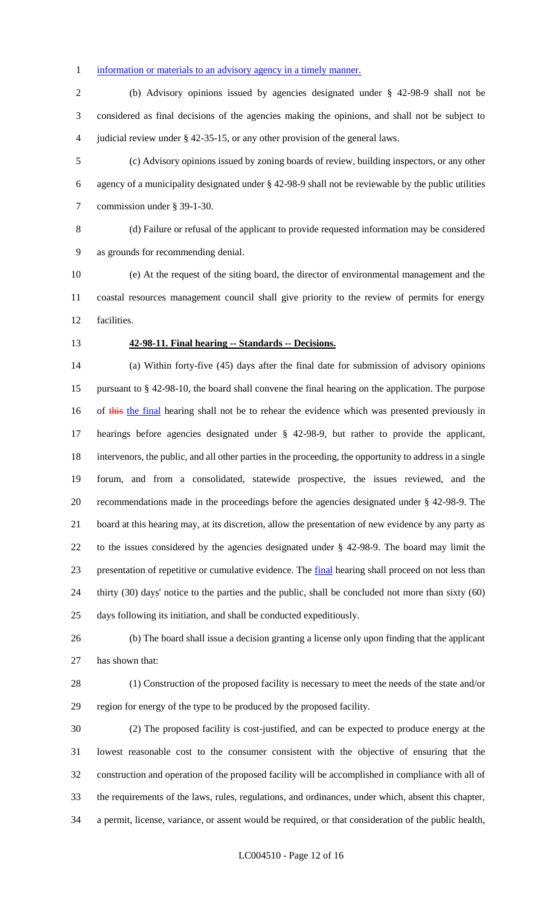information or materials to an advisory agency in a timely manner.

(b) Advisory opinions issued by agencies designated under § 42-98-9 shall not be considered as final decisions of the agencies making the opinions, and shall not be subject to judicial review under § 42-35-15, or any other provision of the general laws.

(c) Advisory opinions issued by zoning boards of review, building inspectors, or any other agency of a municipality designated under § 42-98-9 shall not be reviewable by the public utilities commission under § 39-1-30.

(d) Failure or refusal of the applicant to provide requested information may be considered as grounds for recommending denial.

(e) At the request of the siting board, the director of environmental management and the coastal resources management council shall give priority to the review of permits for energy facilities.

**42-98-11. Final hearing -- Standards -- Decisions.**

(a) Within forty-five (45) days after the final date for submission of advisory opinions pursuant to § 42-98-10, the board shall convene the final hearing on the application. The purpose of ~~this~~ the final hearing shall not be to rehear the evidence which was presented previously in hearings before agencies designated under § 42-98-9, but rather to provide the applicant, intervenors, the public, and all other parties in the proceeding, the opportunity to address in a single forum, and from a consolidated, statewide prospective, the issues reviewed, and the recommendations made in the proceedings before the agencies designated under § 42-98-9. The board at this hearing may, at its discretion, allow the presentation of new evidence by any party as to the issues considered by the agencies designated under § 42-98-9. The board may limit the presentation of repetitive or cumulative evidence. The final hearing shall proceed on not less than thirty (30) days' notice to the parties and the public, shall be concluded not more than sixty (60) days following its initiation, and shall be conducted expeditiously.

(b) The board shall issue a decision granting a license only upon finding that the applicant has shown that:

(1) Construction of the proposed facility is necessary to meet the needs of the state and/or region for energy of the type to be produced by the proposed facility.

(2) The proposed facility is cost-justified, and can be expected to produce energy at the lowest reasonable cost to the consumer consistent with the objective of ensuring that the construction and operation of the proposed facility will be accomplished in compliance with all of the requirements of the laws, rules, regulations, and ordinances, under which, absent this chapter, a permit, license, variance, or assent would be required, or that consideration of the public health,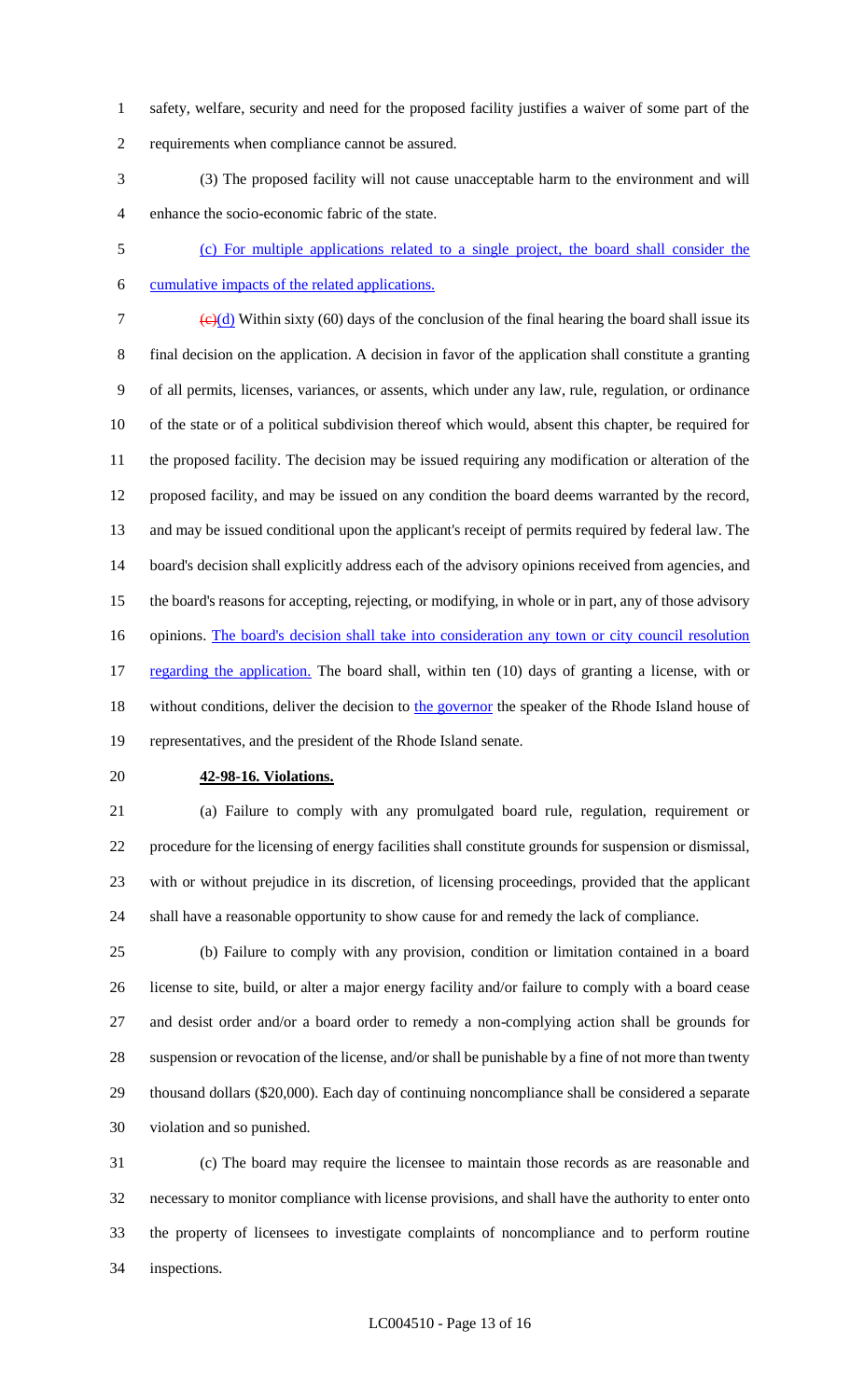safety, welfare, security and need for the proposed facility justifies a waiver of some part of the requirements when compliance cannot be assured.

(3) The proposed facility will not cause unacceptable harm to the environment and will enhance the socio-economic fabric of the state.

(c) For multiple applications related to a single project, the board shall consider the cumulative impacts of the related applications.

~~(c)~~(d) Within sixty (60) days of the conclusion of the final hearing the board shall issue its final decision on the application. A decision in favor of the application shall constitute a granting of all permits, licenses, variances, or assents, which under any law, rule, regulation, or ordinance of the state or of a political subdivision thereof which would, absent this chapter, be required for the proposed facility. The decision may be issued requiring any modification or alteration of the proposed facility, and may be issued on any condition the board deems warranted by the record, and may be issued conditional upon the applicant's receipt of permits required by federal law. The board's decision shall explicitly address each of the advisory opinions received from agencies, and the board's reasons for accepting, rejecting, or modifying, in whole or in part, any of those advisory opinions. The board's decision shall take into consideration any town or city council resolution regarding the application. The board shall, within ten (10) days of granting a license, with or without conditions, deliver the decision to the governor the speaker of the Rhode Island house of representatives, and the president of the Rhode Island senate.

**42-98-16. Violations.**

(a) Failure to comply with any promulgated board rule, regulation, requirement or procedure for the licensing of energy facilities shall constitute grounds for suspension or dismissal, with or without prejudice in its discretion, of licensing proceedings, provided that the applicant shall have a reasonable opportunity to show cause for and remedy the lack of compliance.

(b) Failure to comply with any provision, condition or limitation contained in a board license to site, build, or alter a major energy facility and/or failure to comply with a board cease and desist order and/or a board order to remedy a non-complying action shall be grounds for suspension or revocation of the license, and/or shall be punishable by a fine of not more than twenty thousand dollars ($20,000). Each day of continuing noncompliance shall be considered a separate violation and so punished.

(c) The board may require the licensee to maintain those records as are reasonable and necessary to monitor compliance with license provisions, and shall have the authority to enter onto the property of licensees to investigate complaints of noncompliance and to perform routine inspections.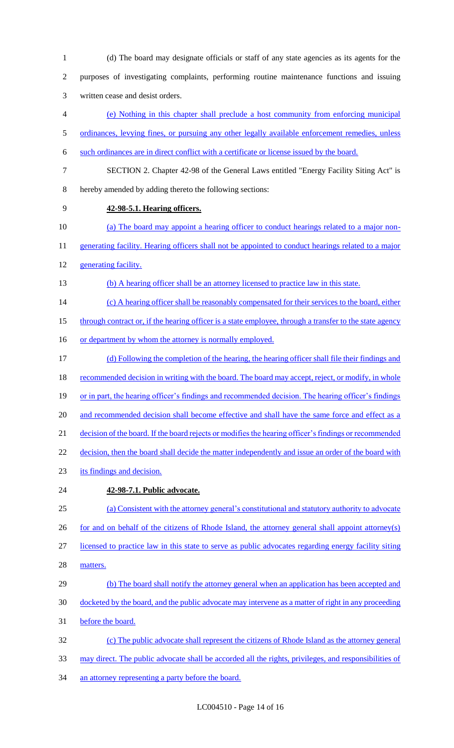(d) The board may designate officials or staff of any state agencies as its agents for the purposes of investigating complaints, performing routine maintenance functions and issuing written cease and desist orders.

(e) Nothing in this chapter shall preclude a host community from enforcing municipal ordinances, levying fines, or pursuing any other legally available enforcement remedies, unless such ordinances are in direct conflict with a certificate or license issued by the board.

SECTION 2. Chapter 42-98 of the General Laws entitled "Energy Facility Siting Act" is hereby amended by adding thereto the following sections:

**42-98-5.1. Hearing officers.**

(a) The board may appoint a hearing officer to conduct hearings related to a major non-generating facility. Hearing officers shall not be appointed to conduct hearings related to a major generating facility.

(b) A hearing officer shall be an attorney licensed to practice law in this state.

(c) A hearing officer shall be reasonably compensated for their services to the board, either through contract or, if the hearing officer is a state employee, through a transfer to the state agency or department by whom the attorney is normally employed.

(d) Following the completion of the hearing, the hearing officer shall file their findings and recommended decision in writing with the board. The board may accept, reject, or modify, in whole or in part, the hearing officer's findings and recommended decision. The hearing officer's findings and recommended decision shall become effective and shall have the same force and effect as a decision of the board. If the board rejects or modifies the hearing officer's findings or recommended decision, then the board shall decide the matter independently and issue an order of the board with its findings and decision.

**42-98-7.1. Public advocate.**

(a) Consistent with the attorney general's constitutional and statutory authority to advocate for and on behalf of the citizens of Rhode Island, the attorney general shall appoint attorney(s) licensed to practice law in this state to serve as public advocates regarding energy facility siting matters.

(b) The board shall notify the attorney general when an application has been accepted and docketed by the board, and the public advocate may intervene as a matter of right in any proceeding before the board.

(c) The public advocate shall represent the citizens of Rhode Island as the attorney general may direct. The public advocate shall be accorded all the rights, privileges, and responsibilities of an attorney representing a party before the board.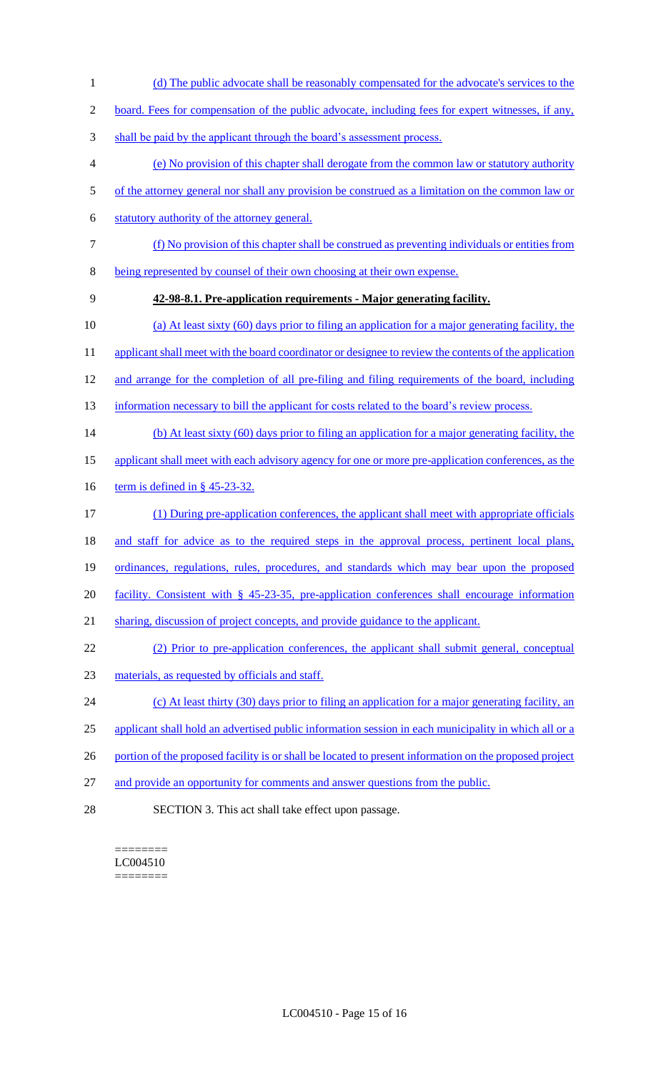(d) The public advocate shall be reasonably compensated for the advocate's services to the board. Fees for compensation of the public advocate, including fees for expert witnesses, if any, shall be paid by the applicant through the board's assessment process.

(e) No provision of this chapter shall derogate from the common law or statutory authority of the attorney general nor shall any provision be construed as a limitation on the common law or statutory authority of the attorney general.

(f) No provision of this chapter shall be construed as preventing individuals or entities from being represented by counsel of their own choosing at their own expense.

**42-98-8.1. Pre-application requirements - Major generating facility.**

(a) At least sixty (60) days prior to filing an application for a major generating facility, the applicant shall meet with the board coordinator or designee to review the contents of the application and arrange for the completion of all pre-filing and filing requirements of the board, including information necessary to bill the applicant for costs related to the board's review process.

(b) At least sixty (60) days prior to filing an application for a major generating facility, the applicant shall meet with each advisory agency for one or more pre-application conferences, as the term is defined in § 45-23-32.

(1) During pre-application conferences, the applicant shall meet with appropriate officials and staff for advice as to the required steps in the approval process, pertinent local plans, ordinances, regulations, rules, procedures, and standards which may bear upon the proposed facility. Consistent with § 45-23-35, pre-application conferences shall encourage information sharing, discussion of project concepts, and provide guidance to the applicant.

(2) Prior to pre-application conferences, the applicant shall submit general, conceptual materials, as requested by officials and staff.

(c) At least thirty (30) days prior to filing an application for a major generating facility, an applicant shall hold an advertised public information session in each municipality in which all or a portion of the proposed facility is or shall be located to present information on the proposed project and provide an opportunity for comments and answer questions from the public.

SECTION 3. This act shall take effect upon passage.

========
LC004510
========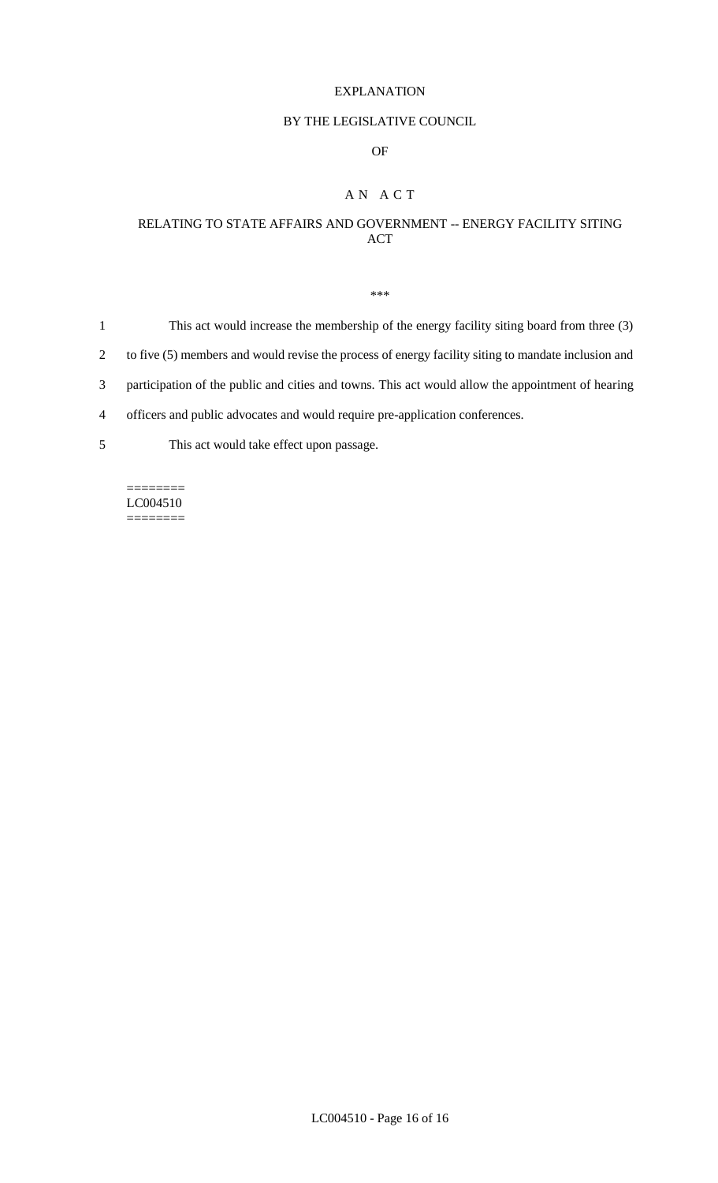EXPLANATION

BY THE LEGISLATIVE COUNCIL

OF

A N A C T

RELATING TO STATE AFFAIRS AND GOVERNMENT -- ENERGY FACILITY SITING ACT

\*\*\*

This act would increase the membership of the energy facility siting board from three (3) to five (5) members and would revise the process of energy facility siting to mandate inclusion and participation of the public and cities and towns. This act would allow the appointment of hearing officers and public advocates and would require pre-application conferences.

This act would take effect upon passage.

========
LC004510
========